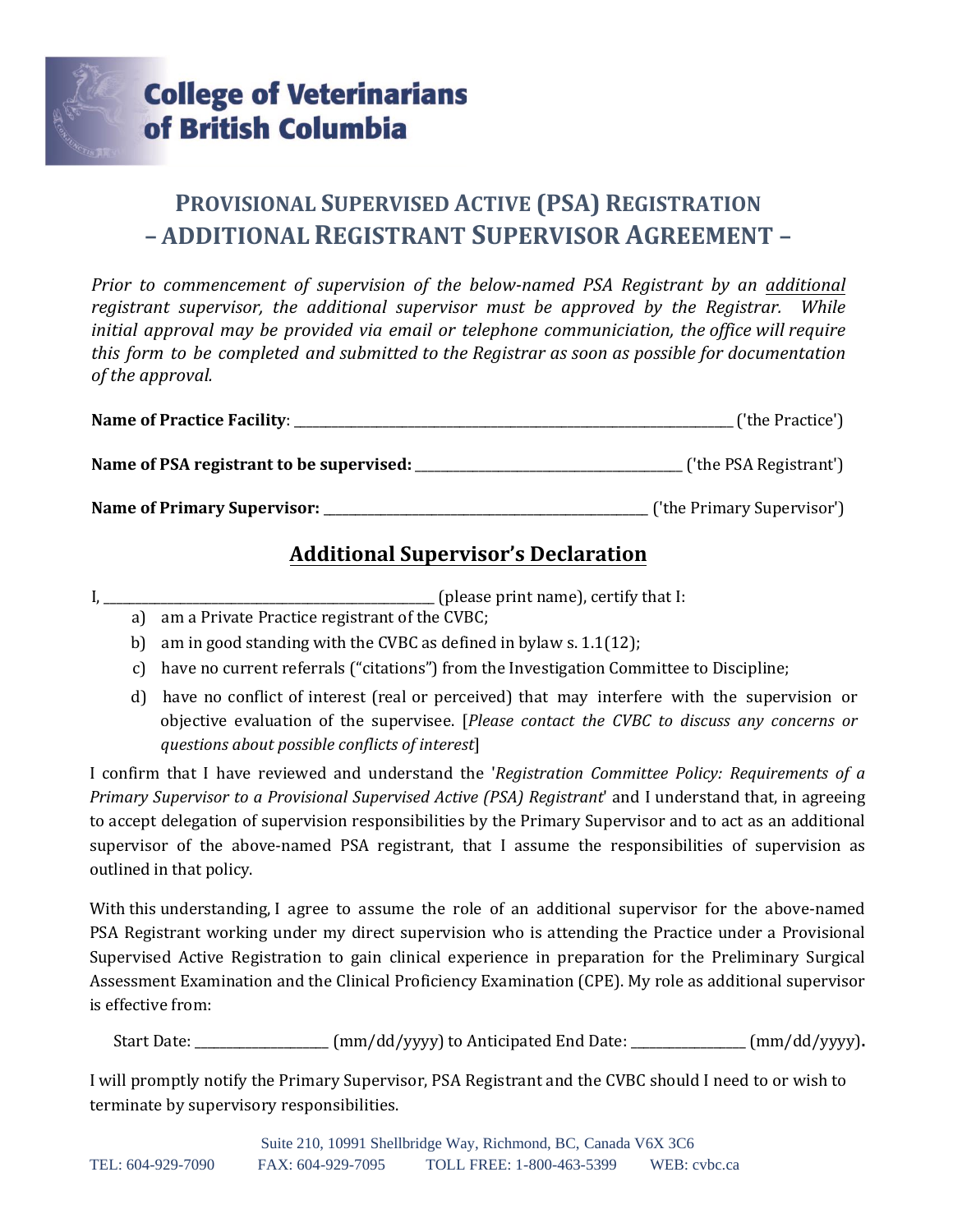**College of Veterinarians of British Columbia**

# PROVISIONAL SUPERVISED ACTIVE (PSA) REGISTRATION – ADDITIONAL REGISTRANT SUPERVISOR AGREEMENT –

*Prior to commencement of supervision of the below-named PSA Registrant by an additional registrant supervisor, the additional supervisor must be approved by the Registrar. While initial approval may be provided via email or telephone communiciation, the office will require this form to be completed and submitted to the Registrar as soon as possible for documentation of the approval.*

**Name of Practice Facility**: ______________________________________________ ('the Practice')

**Name of PSA registrant to be supervised:** ______________________________ ('the PSA Registrant')

**Name of Primary Supervisor:** ____________________________________ ('the Primary Supervisor')

## Additional Supervisor's Declaration

I, ______________________________________ (please print name), certify that I:

a) am a Private Practice registrant of the CVBC;
b) am in good standing with the CVBC as defined in bylaw s. 1.1(12);
c) have no current referrals ("citations") from the Investigation Committee to Discipline;
d) have no conflict of interest (real or perceived) that may interfere with the supervision or objective evaluation of the supervisee. [*Please contact the CVBC to discuss any concerns or questions about possible conflicts of interest*]

I confirm that I have reviewed and understand the '*Registration Committee Policy: Requirements of a Primary Supervisor to a Provisional Supervised Active (PSA) Registrant*' and I understand that, in agreeing to accept delegation of supervision responsibilities by the Primary Supervisor and to act as an additional supervisor of the above-named PSA registrant, that I assume the responsibilities of supervision as outlined in that policy.

With this understanding, I agree to assume the role of an additional supervisor for the above-named PSA Registrant working under my direct supervision who is attending the Practice under a Provisional Supervised Active Registration to gain clinical experience in preparation for the Preliminary Surgical Assessment Examination and the Clinical Proficiency Examination (CPE). My role as additional supervisor is effective from:

Start Date: _______________ (mm/dd/yyyy) to Anticipated End Date: _____________ (mm/dd/yyyy).

I will promptly notify the Primary Supervisor, PSA Registrant and the CVBC should I need to or wish to terminate by supervisory responsibilities.

Suite 210, 10991 Shellbridge Way, Richmond, BC, Canada V6X 3C6
TEL: 604-929-7090 FAX: 604-929-7095 TOLL FREE: 1-800-463-5399 WEB: cvbc.ca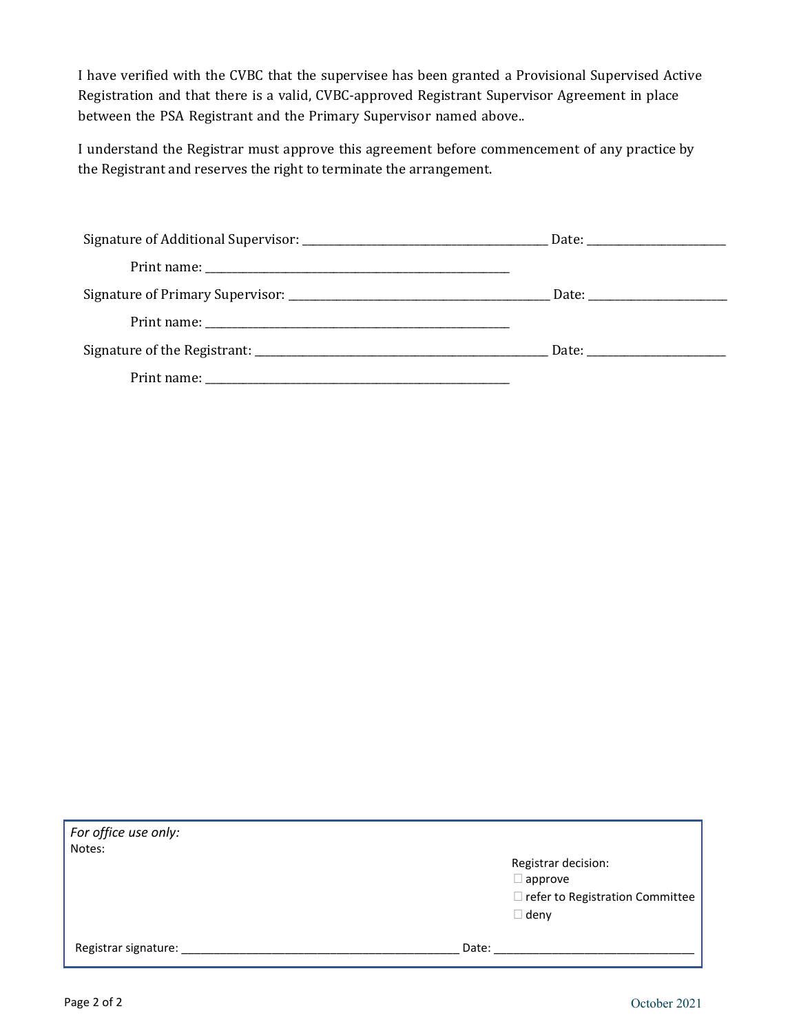I have verified with the CVBC that the supervisee has been granted a Provisional Supervised Active Registration and that there is a valid, CVBC-approved Registrant Supervisor Agreement in place between the PSA Registrant and the Primary Supervisor named above..

I understand the Registrar must approve this agreement before commencement of any practice by the Registrant and reserves the right to terminate the arrangement.

Signature of Additional Supervisor: ________________________________________ Date: ______________________

Print name: __________________________________________________

Signature of Primary Supervisor: ___________________________________________ Date: ______________________

Print name: __________________________________________________

Signature of the Registrant: ________________________________________________ Date: ______________________

Print name: __________________________________________________

*For office use only:*

Notes:

Registrar decision:

☐ approve

☐ refer to Registration Committee

☐ deny

Registrar signature: ____________________________________________ Date: ______________________________

October 2021